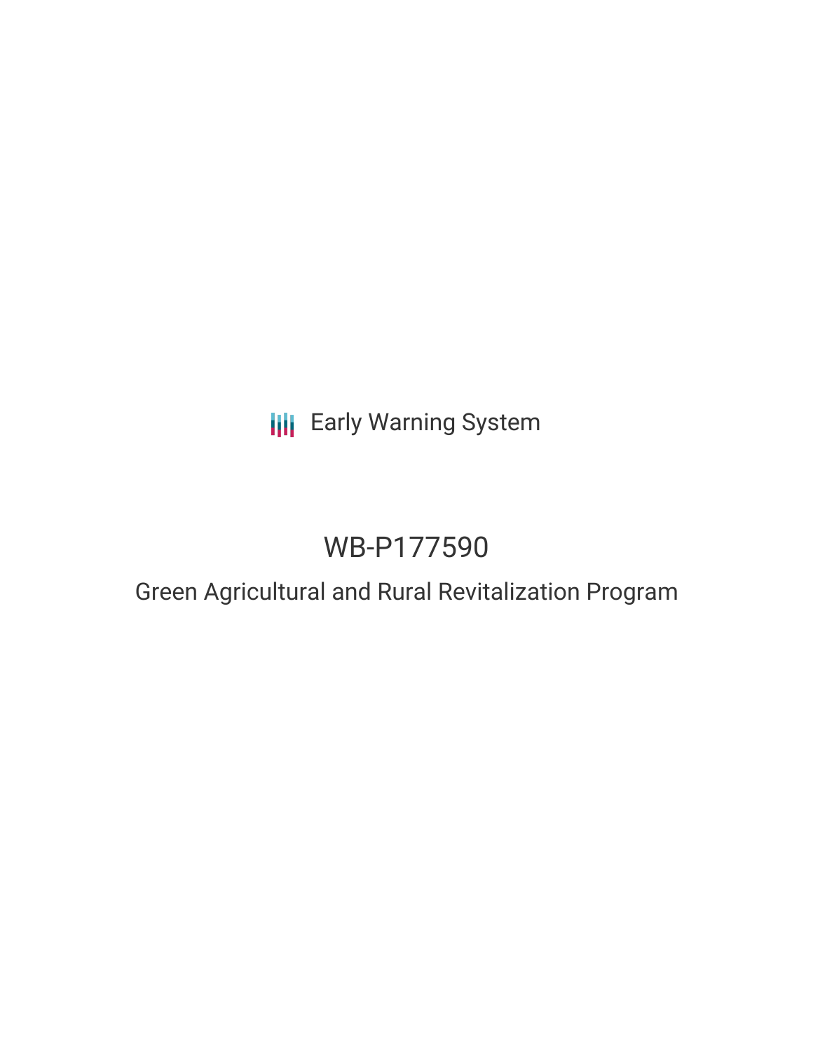Early Warning System

# WB-P177590

## Green Agricultural and Rural Revitalization Program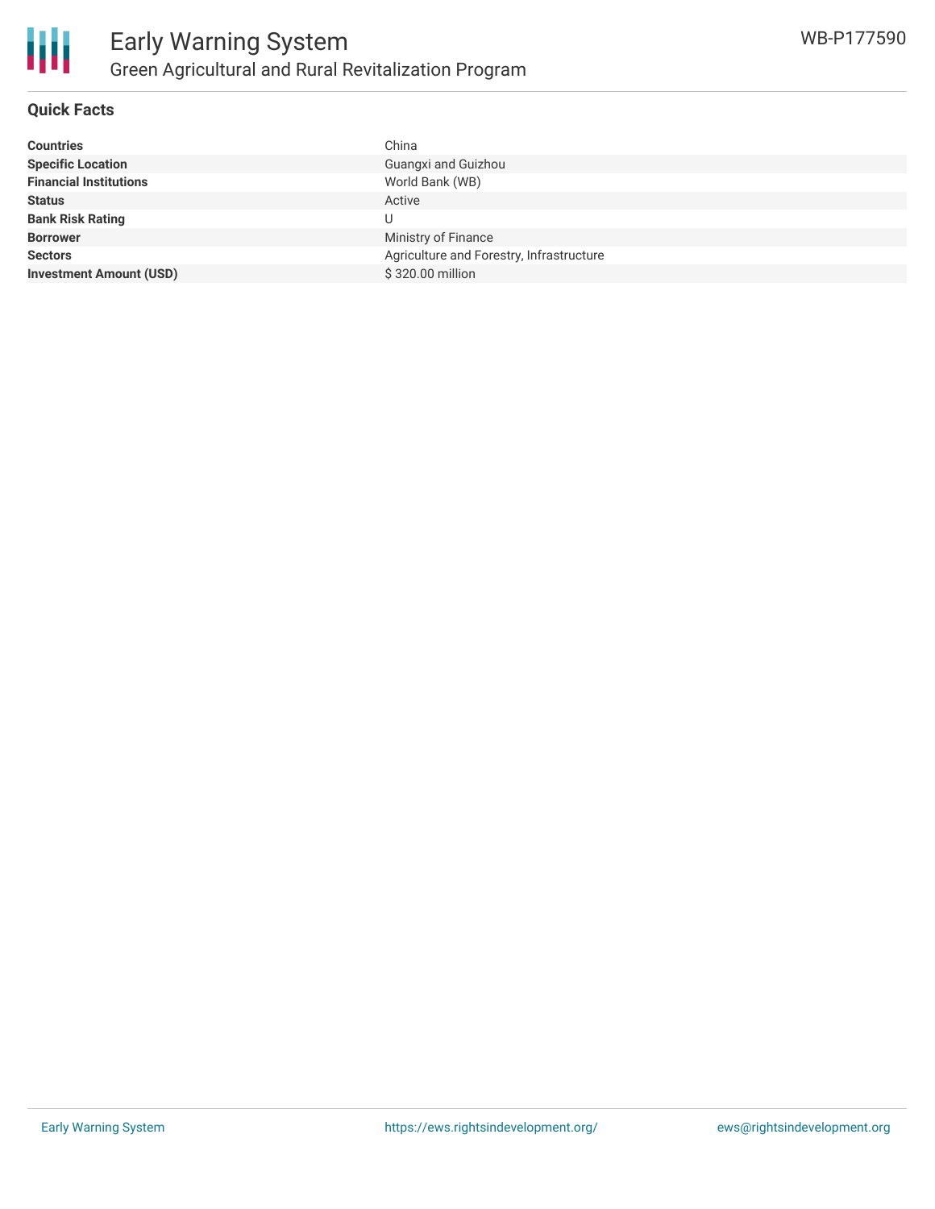## Quick Facts

| | |
|---|---|
| **Countries** | China |
| **Specific Location** | Guangxi and Guizhou |
| **Financial Institutions** | World Bank (WB) |
| **Status** | Active |
| **Bank Risk Rating** | U |
| **Borrower** | Ministry of Finance |
| **Sectors** | Agriculture and Forestry, Infrastructure |
| **Investment Amount (USD)** | $ 320.00 million |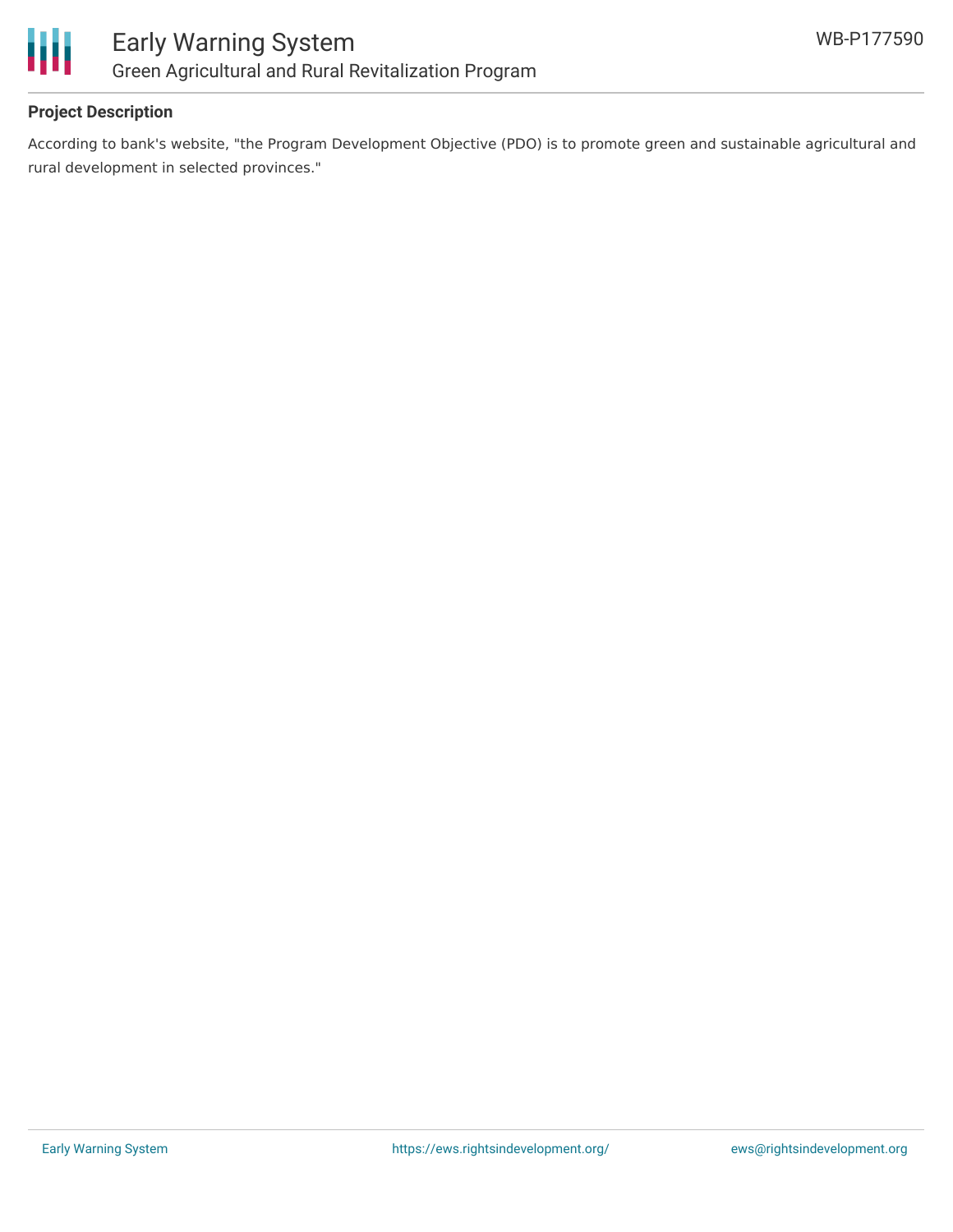## Project Description

According to bank's website, "the Program Development Objective (PDO) is to promote green and sustainable agricultural and rural development in selected provinces."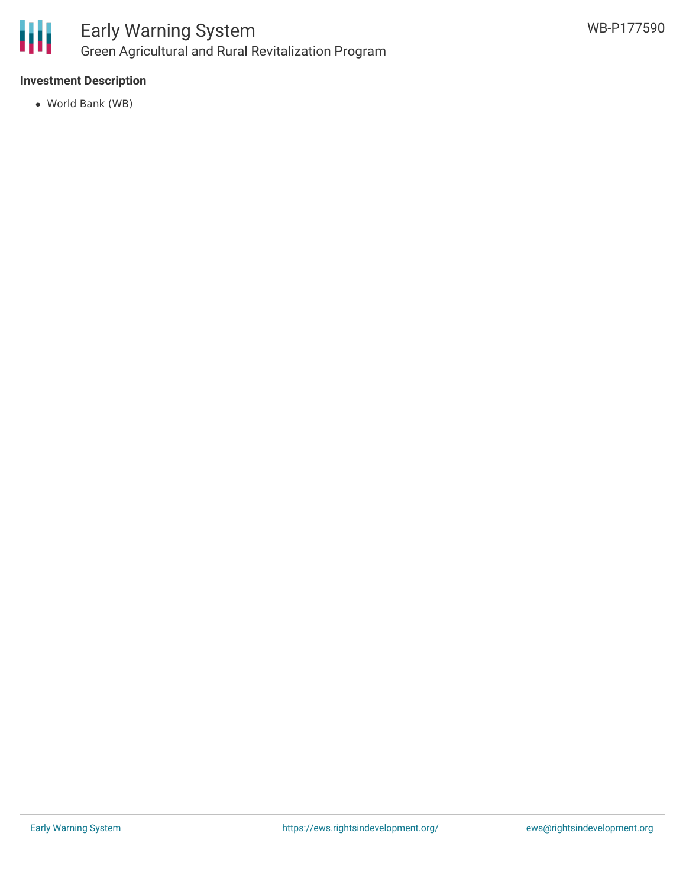**Investment Description**

- World Bank (WB)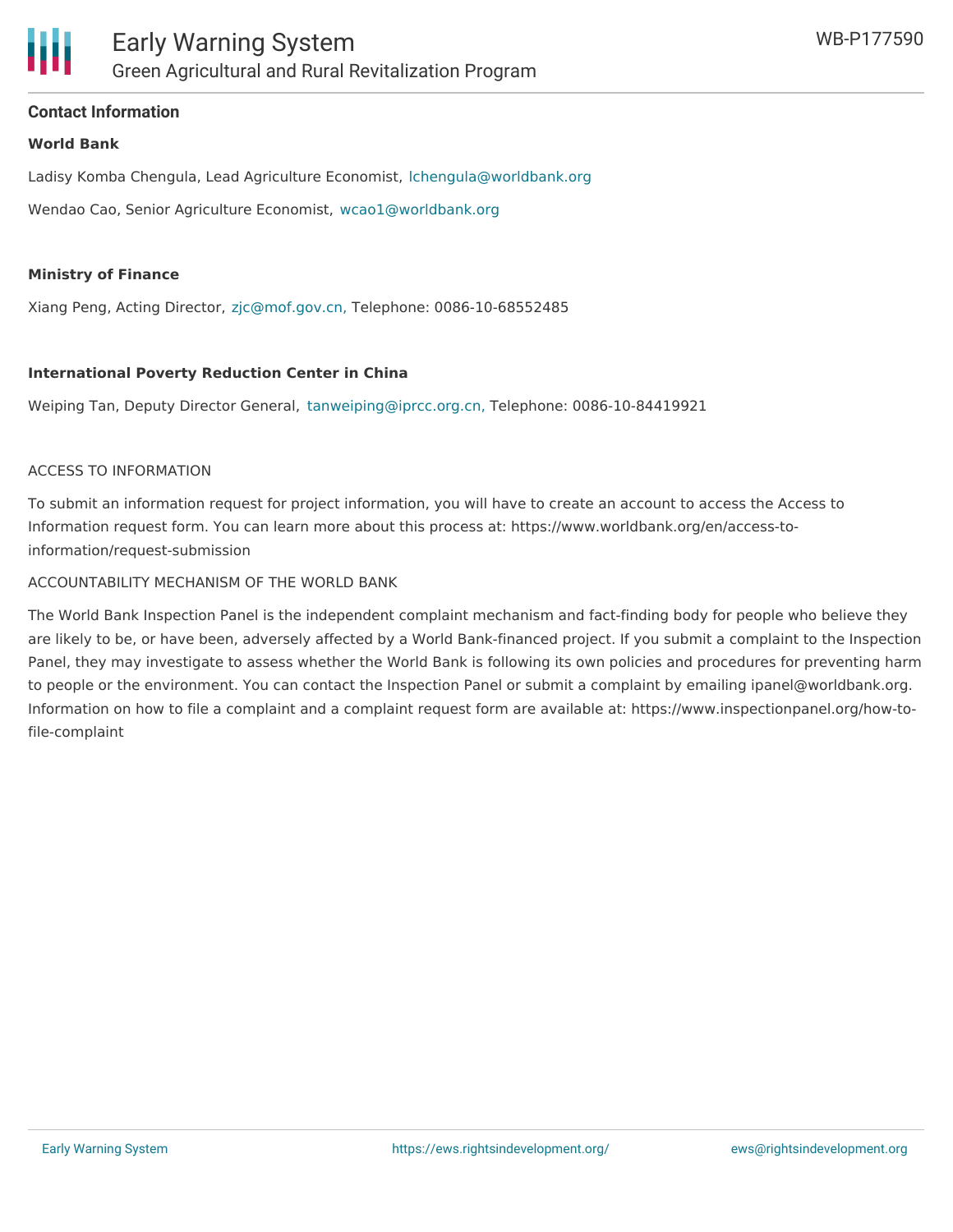## Contact Information

**World Bank**

Ladisy Komba Chengula, Lead Agriculture Economist, lchengula@worldbank.org

Wendao Cao, Senior Agriculture Economist, wcao1@worldbank.org

**Ministry of Finance**

Xiang Peng, Acting Director, zjc@mof.gov.cn, Telephone: 0086-10-68552485

**International Poverty Reduction Center in China**

Weiping Tan, Deputy Director General, tanweiping@iprcc.org.cn, Telephone: 0086-10-84419921

ACCESS TO INFORMATION

To submit an information request for project information, you will have to create an account to access the Access to Information request form. You can learn more about this process at: https://www.worldbank.org/en/access-to-information/request-submission

ACCOUNTABILITY MECHANISM OF THE WORLD BANK

The World Bank Inspection Panel is the independent complaint mechanism and fact-finding body for people who believe they are likely to be, or have been, adversely affected by a World Bank-financed project. If you submit a complaint to the Inspection Panel, they may investigate to assess whether the World Bank is following its own policies and procedures for preventing harm to people or the environment. You can contact the Inspection Panel or submit a complaint by emailing ipanel@worldbank.org. Information on how to file a complaint and a complaint request form are available at: https://www.inspectionpanel.org/how-to-file-complaint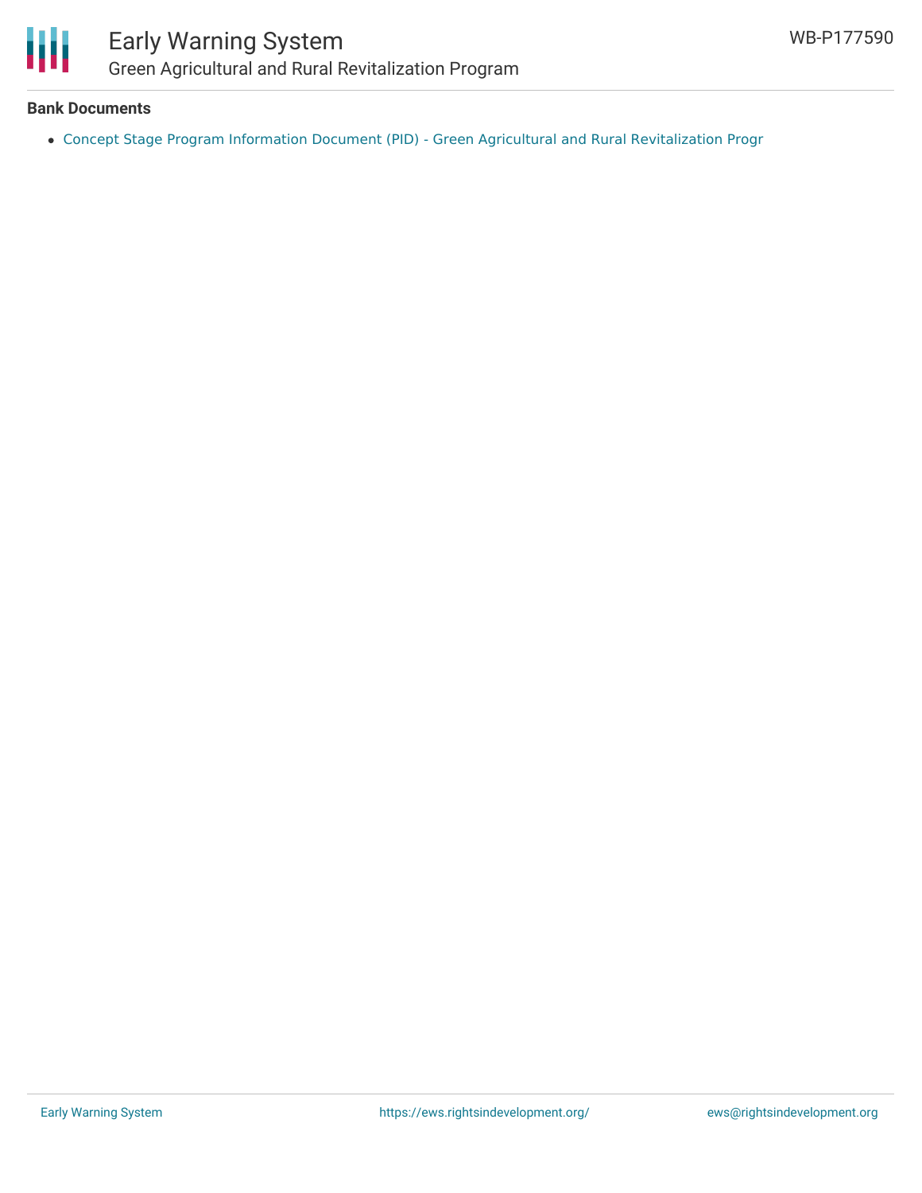**Bank Documents**

- Concept Stage Program Information Document (PID) - Green Agricultural and Rural Revitalization Progr